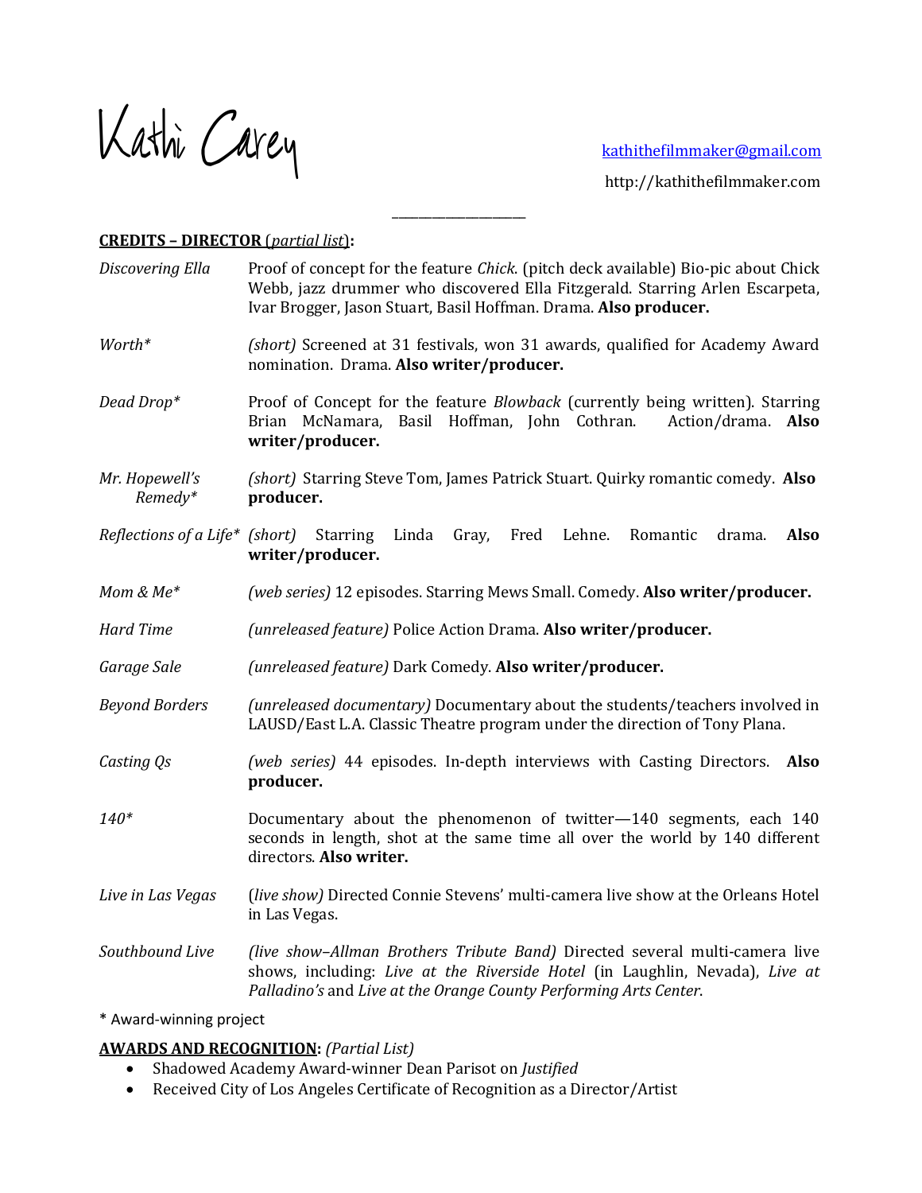# Kathi Carey

[kathithefilmmaker@gmail.com](mailto:kathithefilmmaker@gmail.com)

http://kathithefilmmaker.com

---

## CREDITS – DIRECTOR (*partial list*):

*Discovering Ella* — Proof of concept for the feature *Chick*. (pitch deck available) Bio-pic about Chick Webb, jazz drummer who discovered Ella Fitzgerald. Starring Arlen Escarpeta, Ivar Brogger, Jason Stuart, Basil Hoffman. Drama. **Also producer.**

*Worth** — *(short)* Screened at 31 festivals, won 31 awards, qualified for Academy Award nomination. Drama. **Also writer/producer.**

*Dead Drop** — Proof of Concept for the feature *Blowback* (currently being written). Starring Brian McNamara, Basil Hoffman, John Cothran. Action/drama. **Also writer/producer.**

*Mr. Hopewell's Remedy** — *(short)* Starring Steve Tom, James Patrick Stuart. Quirky romantic comedy. **Also producer.**

*Reflections of a Life** — *(short)* Starring Linda Gray, Fred Lehne. Romantic drama. **Also writer/producer.**

*Mom & Me** — *(web series)* 12 episodes. Starring Mews Small. Comedy. **Also writer/producer.**

*Hard Time* — *(unreleased feature)* Police Action Drama. **Also writer/producer.**

*Garage Sale* — *(unreleased feature)* Dark Comedy. **Also writer/producer.**

*Beyond Borders* — *(unreleased documentary)* Documentary about the students/teachers involved in LAUSD/East L.A. Classic Theatre program under the direction of Tony Plana.

*Casting Qs* — *(web series)* 44 episodes. In-depth interviews with Casting Directors. **Also producer.**

*140** — Documentary about the phenomenon of twitter—140 segments, each 140 seconds in length, shot at the same time all over the world by 140 different directors. **Also writer.**

*Live in Las Vegas* — (*live show)* Directed Connie Stevens' multi-camera live show at the Orleans Hotel in Las Vegas.

*Southbound Live* — *(live show–Allman Brothers Tribute Band)* Directed several multi-camera live shows, including: *Live at the Riverside Hotel* (in Laughlin, Nevada), *Live at Palladino's* and *Live at the Orange County Performing Arts Center*.

\* Award-winning project

## AWARDS AND RECOGNITION: *(Partial List)*

- Shadowed Academy Award-winner Dean Parisot on *Justified*
- Received City of Los Angeles Certificate of Recognition as a Director/Artist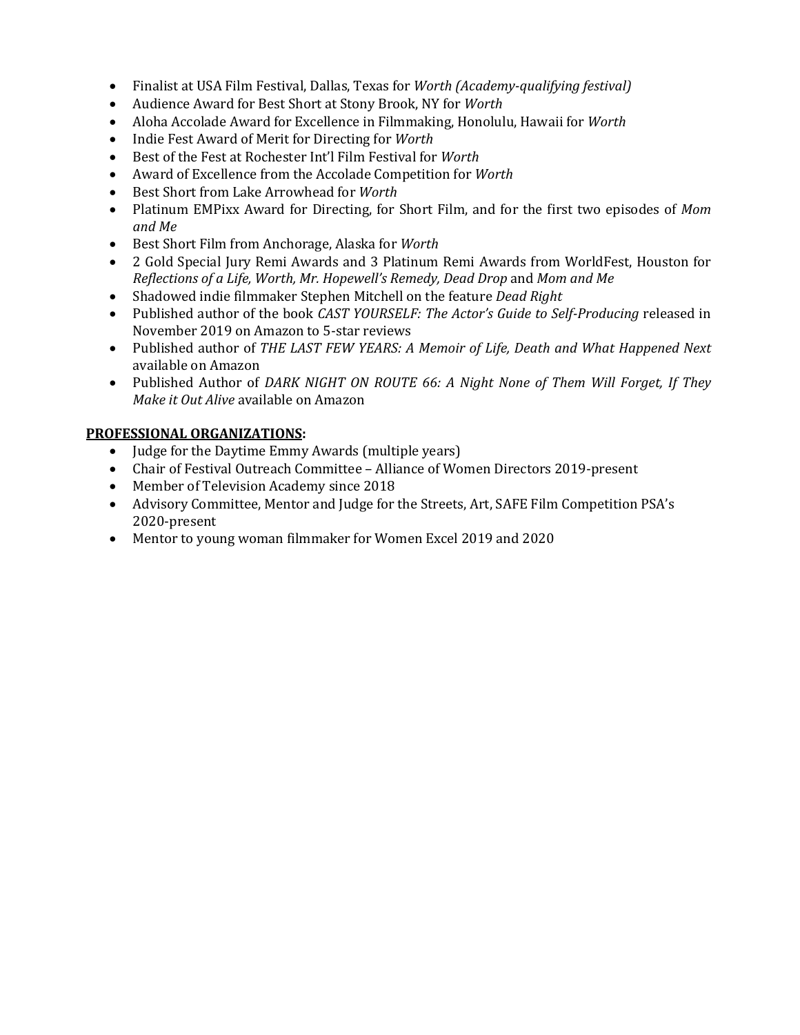- Finalist at USA Film Festival, Dallas, Texas for *Worth (Academy-qualifying festival)*
- Audience Award for Best Short at Stony Brook, NY for *Worth*
- Aloha Accolade Award for Excellence in Filmmaking, Honolulu, Hawaii for *Worth*
- Indie Fest Award of Merit for Directing for *Worth*
- Best of the Fest at Rochester Int'l Film Festival for *Worth*
- Award of Excellence from the Accolade Competition for *Worth*
- Best Short from Lake Arrowhead for *Worth*
- Platinum EMPixx Award for Directing, for Short Film, and for the first two episodes of *Mom and Me*
- Best Short Film from Anchorage, Alaska for *Worth*
- 2 Gold Special Jury Remi Awards and 3 Platinum Remi Awards from WorldFest, Houston for *Reflections of a Life, Worth, Mr. Hopewell's Remedy, Dead Drop* and *Mom and Me*
- Shadowed indie filmmaker Stephen Mitchell on the feature *Dead Right*
- Published author of the book *CAST YOURSELF: The Actor's Guide to Self-Producing* released in November 2019 on Amazon to 5-star reviews
- Published author of *THE LAST FEW YEARS: A Memoir of Life, Death and What Happened Next* available on Amazon
- Published Author of *DARK NIGHT ON ROUTE 66: A Night None of Them Will Forget, If They Make it Out Alive* available on Amazon

**PROFESSIONAL ORGANIZATIONS:**

- Judge for the Daytime Emmy Awards (multiple years)
- Chair of Festival Outreach Committee – Alliance of Women Directors 2019-present
- Member of Television Academy since 2018
- Advisory Committee, Mentor and Judge for the Streets, Art, SAFE Film Competition PSA's 2020-present
- Mentor to young woman filmmaker for Women Excel 2019 and 2020